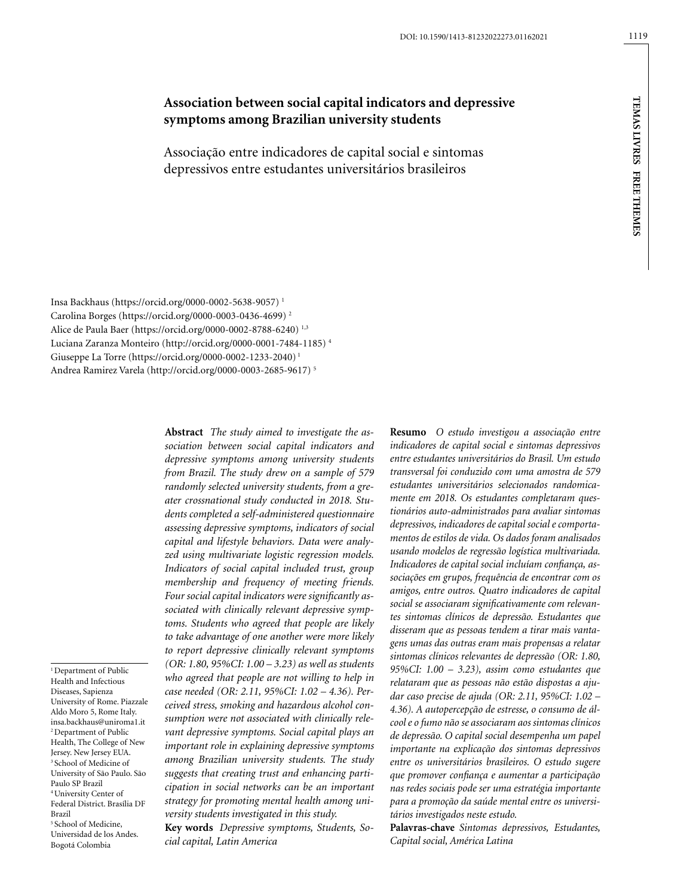DOI: 10.1590/1413-81232022273.01162021

# Association between social capital indicators and depressive symptoms among Brazilian university students

## Associação entre indicadores de capital social e sintomas depressivos entre estudantes universitários brasileiros

Insa Backhaus (https://orcid.org/0000-0002-5638-9057) [1]
Carolina Borges (https://orcid.org/0000-0003-0436-4699) [2]
Alice de Paula Baer (https://orcid.org/0000-0002-8788-6240) [1,3]
Luciana Zaranza Monteiro (http://orcid.org/0000-0001-7484-1185) [4]
Giuseppe La Torre (https://orcid.org/0000-0002-1233-2040) [1]
Andrea Ramirez Varela (http://orcid.org/0000-0003-2685-9617) [5]

[1] Department of Public Health and Infectious Diseases, Sapienza University of Rome. Piazzale Aldo Moro 5, Rome Italy. insa.backhaus@uniroma1.it
[2] Department of Public Health, The College of New Jersey. New Jersey EUA.
[3] School of Medicine of University of São Paulo. São Paulo SP Brazil
[4] University Center of Federal District. Brasília DF Brazil
[5] School of Medicine, Universidad de los Andes. Bogotá Colombia

**Abstract** *The study aimed to investigate the association between social capital indicators and depressive symptoms among university students from Brazil. The study drew on a sample of 579 randomly selected university students, from a greater crossnational study conducted in 2018. Students completed a self-administered questionnaire assessing depressive symptoms, indicators of social capital and lifestyle behaviors. Data were analyzed using multivariate logistic regression models. Indicators of social capital included trust, group membership and frequency of meeting friends. Four social capital indicators were significantly associated with clinically relevant depressive symptoms. Students who agreed that people are likely to take advantage of one another were more likely to report depressive clinically relevant symptoms (OR: 1.80, 95%CI: 1.00 – 3.23) as well as students who agreed that people are not willing to help in case needed (OR: 2.11, 95%CI: 1.02 – 4.36). Perceived stress, smoking and hazardous alcohol consumption were not associated with clinically relevant depressive symptoms. Social capital plays an important role in explaining depressive symptoms among Brazilian university students. The study suggests that creating trust and enhancing participation in social networks can be an important strategy for promoting mental health among university students investigated in this study.*

**Key words** *Depressive symptoms, Students, Social capital, Latin America*

**Resumo** *O estudo investigou a associação entre indicadores de capital social e sintomas depressivos entre estudantes universitários do Brasil. Um estudo transversal foi conduzido com uma amostra de 579 estudantes universitários selecionados randomicamente em 2018. Os estudantes completaram questionários auto-administrados para avaliar sintomas depressivos, indicadores de capital social e comportamentos de estilos de vida. Os dados foram analisados usando modelos de regressão logística multivariada. Indicadores de capital social incluíam confiança, associações em grupos, frequência de encontrar com os amigos, entre outros. Quatro indicadores de capital social se associaram significativamente com relevantes sintomas clínicos de depressão. Estudantes que disseram que as pessoas tendem a tirar mais vantagens umas das outras eram mais propensas a relatar sintomas clínicos relevantes de depressão (OR: 1.80, 95%CI: 1.00 – 3.23), assim como estudantes que relataram que as pessoas não estão dispostas a ajudar caso precise de ajuda (OR: 2.11, 95%CI: 1.02 – 4.36). A autopercepção de estresse, o consumo de álcool e o fumo não se associaram aos sintomas clínicos de depressão. O capital social desempenha um papel importante na explicação dos sintomas depressivos entre os universitários brasileiros. O estudo sugere que promover confiança e aumentar a participação nas redes sociais pode ser uma estratégia importante para a promoção da saúde mental entre os universitários investigados neste estudo.*

**Palavras-chave** *Sintomas depressivos, Estudantes, Capital social, América Latina*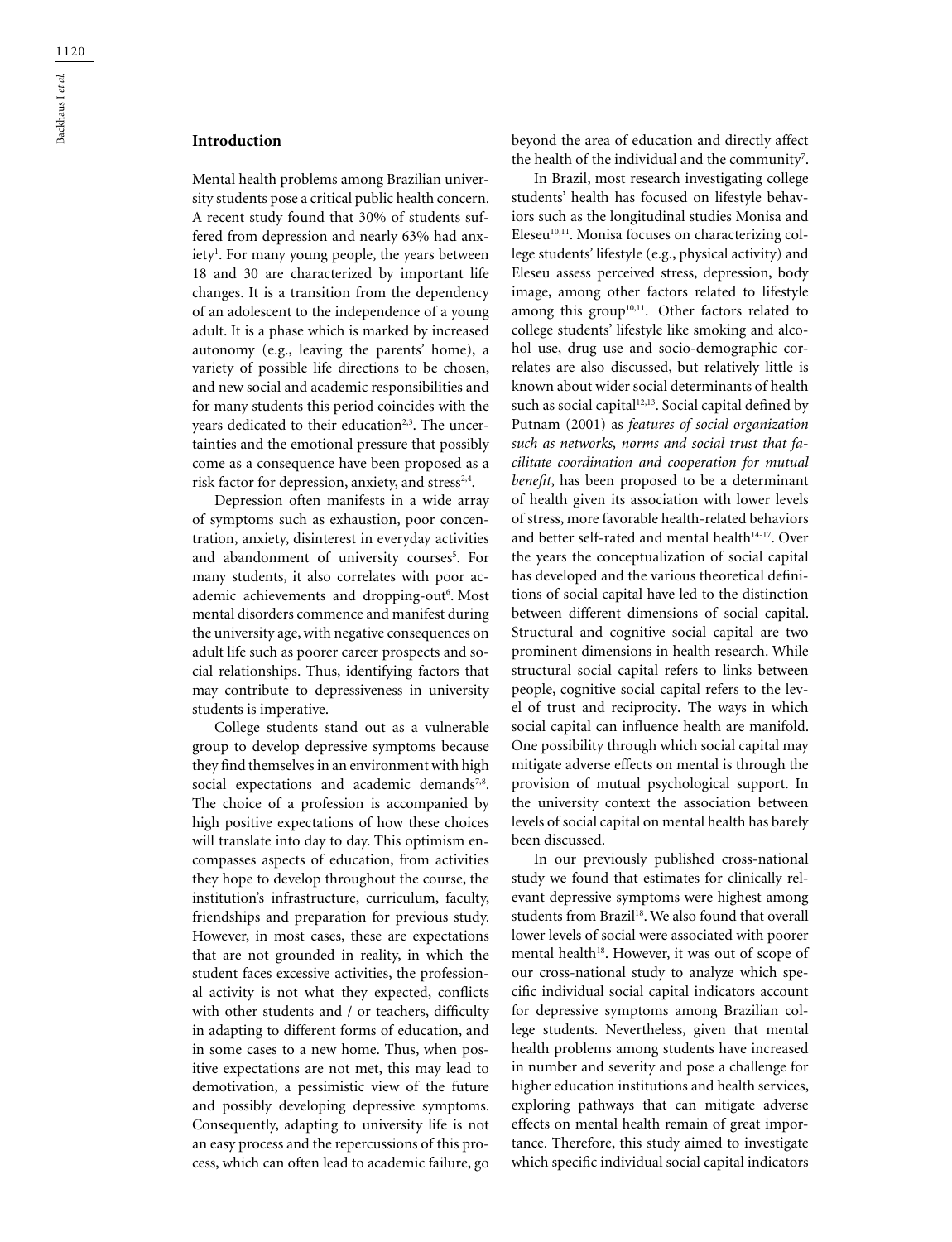## Introduction

Mental health problems among Brazilian university students pose a critical public health concern. A recent study found that 30% of students suffered from depression and nearly 63% had anxiety[1]. For many young people, the years between 18 and 30 are characterized by important life changes. It is a transition from the dependency of an adolescent to the independence of a young adult. It is a phase which is marked by increased autonomy (e.g., leaving the parents' home), a variety of possible life directions to be chosen, and new social and academic responsibilities and for many students this period coincides with the years dedicated to their education[2,3]. The uncertainties and the emotional pressure that possibly come as a consequence have been proposed as a risk factor for depression, anxiety, and stress[2,4].

Depression often manifests in a wide array of symptoms such as exhaustion, poor concentration, anxiety, disinterest in everyday activities and abandonment of university courses[5]. For many students, it also correlates with poor academic achievements and dropping-out[6]. Most mental disorders commence and manifest during the university age, with negative consequences on adult life such as poorer career prospects and social relationships. Thus, identifying factors that may contribute to depressiveness in university students is imperative.

College students stand out as a vulnerable group to develop depressive symptoms because they find themselves in an environment with high social expectations and academic demands[7,8]. The choice of a profession is accompanied by high positive expectations of how these choices will translate into day to day. This optimism encompasses aspects of education, from activities they hope to develop throughout the course, the institution's infrastructure, curriculum, faculty, friendships and preparation for previous study. However, in most cases, these are expectations that are not grounded in reality, in which the student faces excessive activities, the professional activity is not what they expected, conflicts with other students and / or teachers, difficulty in adapting to different forms of education, and in some cases to a new home. Thus, when positive expectations are not met, this may lead to demotivation, a pessimistic view of the future and possibly developing depressive symptoms. Consequently, adapting to university life is not an easy process and the repercussions of this process, which can often lead to academic failure, go beyond the area of education and directly affect the health of the individual and the community[7].

In Brazil, most research investigating college students' health has focused on lifestyle behaviors such as the longitudinal studies Monisa and Eleseu[10,11]. Monisa focuses on characterizing college students' lifestyle (e.g., physical activity) and Eleseu assess perceived stress, depression, body image, among other factors related to lifestyle among this group[10,11]. Other factors related to college students' lifestyle like smoking and alcohol use, drug use and socio-demographic correlates are also discussed, but relatively little is known about wider social determinants of health such as social capital[12,13]. Social capital defined by Putnam (2001) as *features of social organization such as networks, norms and social trust that facilitate coordination and cooperation for mutual benefit*, has been proposed to be a determinant of health given its association with lower levels of stress, more favorable health-related behaviors and better self-rated and mental health[14-17]. Over the years the conceptualization of social capital has developed and the various theoretical definitions of social capital have led to the distinction between different dimensions of social capital. Structural and cognitive social capital are two prominent dimensions in health research. While structural social capital refers to links between people, cognitive social capital refers to the level of trust and reciprocity. The ways in which social capital can influence health are manifold. One possibility through which social capital may mitigate adverse effects on mental is through the provision of mutual psychological support. In the university context the association between levels of social capital on mental health has barely been discussed.

In our previously published cross-national study we found that estimates for clinically relevant depressive symptoms were highest among students from Brazil[18]. We also found that overall lower levels of social were associated with poorer mental health[18]. However, it was out of scope of our cross-national study to analyze which specific individual social capital indicators account for depressive symptoms among Brazilian college students. Nevertheless, given that mental health problems among students have increased in number and severity and pose a challenge for higher education institutions and health services, exploring pathways that can mitigate adverse effects on mental health remain of great importance. Therefore, this study aimed to investigate which specific individual social capital indicators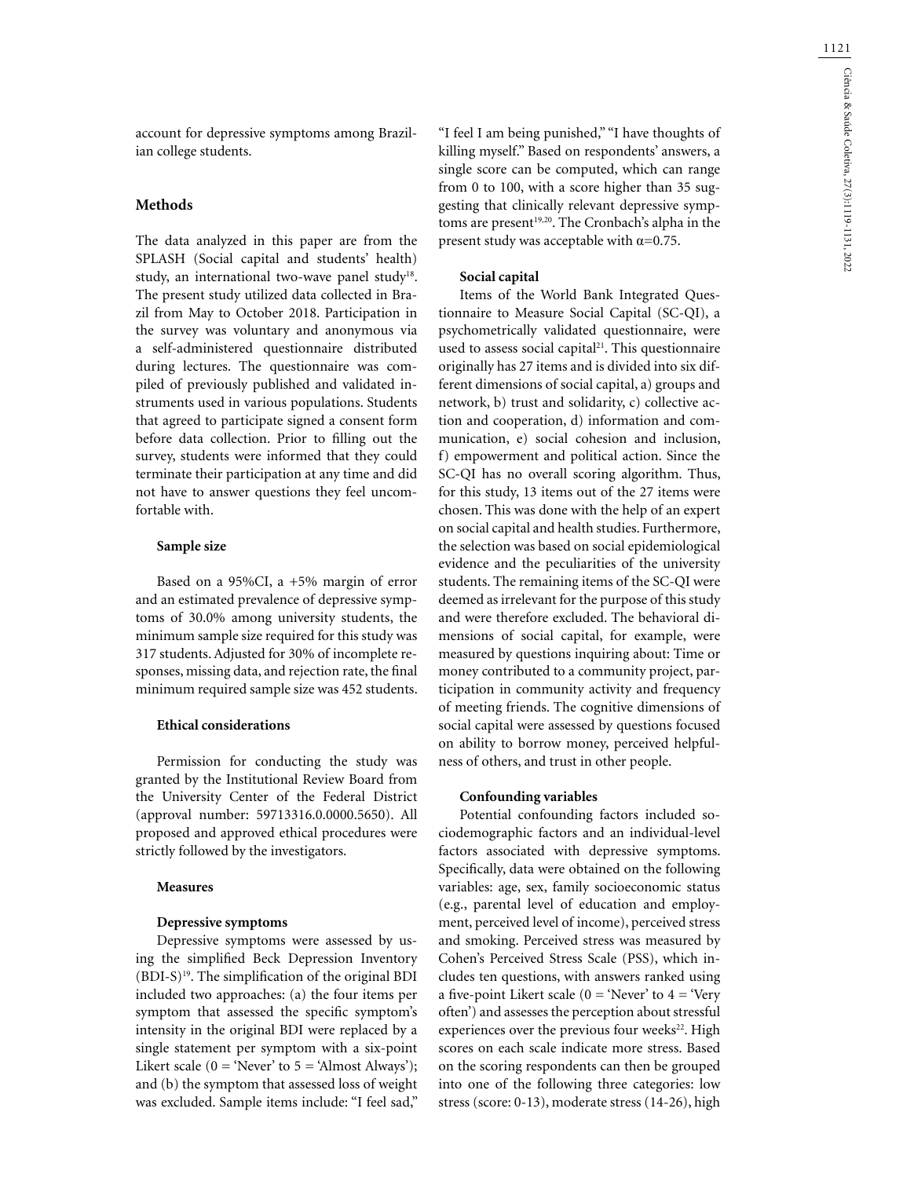account for depressive symptoms among Brazilian college students.

## Methods

The data analyzed in this paper are from the SPLASH (Social capital and students' health) study, an international two-wave panel study[18]. The present study utilized data collected in Brazil from May to October 2018. Participation in the survey was voluntary and anonymous via a self-administered questionnaire distributed during lectures. The questionnaire was compiled of previously published and validated instruments used in various populations. Students that agreed to participate signed a consent form before data collection. Prior to filling out the survey, students were informed that they could terminate their participation at any time and did not have to answer questions they feel uncomfortable with.

### Sample size

Based on a 95%CI, a +5% margin of error and an estimated prevalence of depressive symptoms of 30.0% among university students, the minimum sample size required for this study was 317 students. Adjusted for 30% of incomplete responses, missing data, and rejection rate, the final minimum required sample size was 452 students.

### Ethical considerations

Permission for conducting the study was granted by the Institutional Review Board from the University Center of the Federal District (approval number: 59713316.0.0000.5650). All proposed and approved ethical procedures were strictly followed by the investigators.

### Measures

#### Depressive symptoms

Depressive symptoms were assessed by using the simplified Beck Depression Inventory (BDI-S)[19]. The simplification of the original BDI included two approaches: (a) the four items per symptom that assessed the specific symptom's intensity in the original BDI were replaced by a single statement per symptom with a six-point Likert scale (0 = 'Never' to 5 = 'Almost Always'); and (b) the symptom that assessed loss of weight was excluded. Sample items include: "I feel sad," "I feel I am being punished," "I have thoughts of killing myself." Based on respondents' answers, a single score can be computed, which can range from 0 to 100, with a score higher than 35 suggesting that clinically relevant depressive symptoms are present[19,20]. The Cronbach's alpha in the present study was acceptable with $\alpha$=0.75.

#### Social capital

Items of the World Bank Integrated Questionnaire to Measure Social Capital (SC-QI), a psychometrically validated questionnaire, were used to assess social capital[21]. This questionnaire originally has 27 items and is divided into six different dimensions of social capital, a) groups and network, b) trust and solidarity, c) collective action and cooperation, d) information and communication, e) social cohesion and inclusion, f) empowerment and political action. Since the SC-QI has no overall scoring algorithm. Thus, for this study, 13 items out of the 27 items were chosen. This was done with the help of an expert on social capital and health studies. Furthermore, the selection was based on social epidemiological evidence and the peculiarities of the university students. The remaining items of the SC-QI were deemed as irrelevant for the purpose of this study and were therefore excluded. The behavioral dimensions of social capital, for example, were measured by questions inquiring about: Time or money contributed to a community project, participation in community activity and frequency of meeting friends. The cognitive dimensions of social capital were assessed by questions focused on ability to borrow money, perceived helpfulness of others, and trust in other people.

#### Confounding variables

Potential confounding factors included sociodemographic factors and an individual-level factors associated with depressive symptoms. Specifically, data were obtained on the following variables: age, sex, family socioeconomic status (e.g., parental level of education and employment, perceived level of income), perceived stress and smoking. Perceived stress was measured by Cohen's Perceived Stress Scale (PSS), which includes ten questions, with answers ranked using a five-point Likert scale (0 = 'Never' to 4 = 'Very often') and assesses the perception about stressful experiences over the previous four weeks[22]. High scores on each scale indicate more stress. Based on the scoring respondents can then be grouped into one of the following three categories: low stress (score: 0-13), moderate stress (14-26), high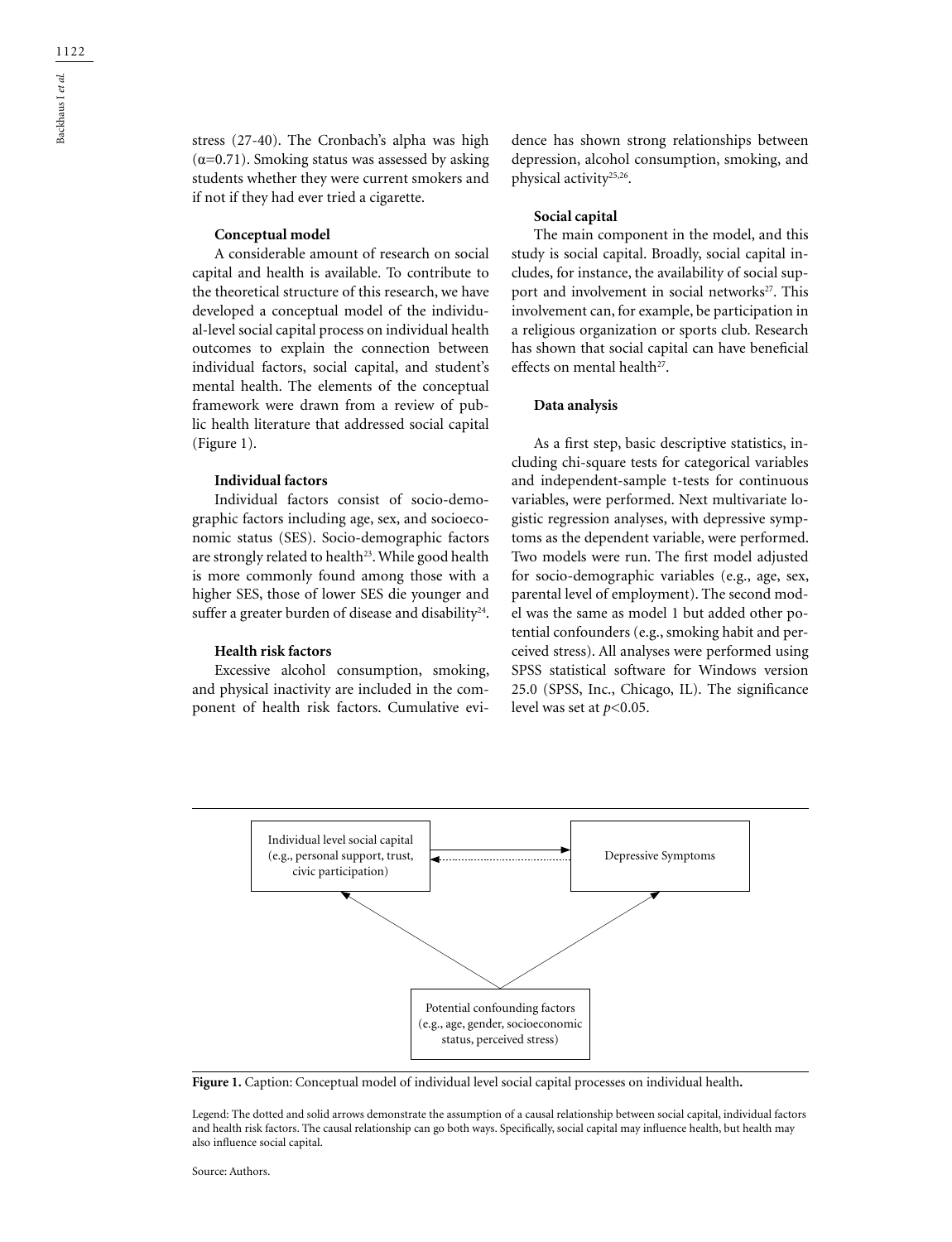stress (27-40). The Cronbach's alpha was high ($\alpha$=0.71). Smoking status was assessed by asking students whether they were current smokers and if not if they had ever tried a cigarette.

**Conceptual model**

A considerable amount of research on social capital and health is available. To contribute to the theoretical structure of this research, we have developed a conceptual model of the individual-level social capital process on individual health outcomes to explain the connection between individual factors, social capital, and student's mental health. The elements of the conceptual framework were drawn from a review of public health literature that addressed social capital (Figure 1).

**Individual factors**

Individual factors consist of socio-demographic factors including age, sex, and socioeconomic status (SES). Socio-demographic factors are strongly related to health[23]. While good health is more commonly found among those with a higher SES, those of lower SES die younger and suffer a greater burden of disease and disability[24].

**Health risk factors**

Excessive alcohol consumption, smoking, and physical inactivity are included in the component of health risk factors. Cumulative evidence has shown strong relationships between depression, alcohol consumption, smoking, and physical activity[25,26].

**Social capital**

The main component in the model, and this study is social capital. Broadly, social capital includes, for instance, the availability of social support and involvement in social networks[27]. This involvement can, for example, be participation in a religious organization or sports club. Research has shown that social capital can have beneficial effects on mental health[27].

**Data analysis**

As a first step, basic descriptive statistics, including chi-square tests for categorical variables and independent-sample t-tests for continuous variables, were performed. Next multivariate logistic regression analyses, with depressive symptoms as the dependent variable, were performed. Two models were run. The first model adjusted for socio-demographic variables (e.g., age, sex, parental level of employment). The second model was the same as model 1 but added other potential confounders (e.g., smoking habit and perceived stress). All analyses were performed using SPSS statistical software for Windows version 25.0 (SPSS, Inc., Chicago, IL). The significance level was set at $p<0.05$.

Individual level social capital (e.g., personal support, trust, civic participation)

Depressive Symptoms

Potential confounding factors (e.g., age, gender, socioeconomic status, perceived stress)

**Figure 1.** Caption: Conceptual model of individual level social capital processes on individual health**.**

Legend: The dotted and solid arrows demonstrate the assumption of a causal relationship between social capital, individual factors and health risk factors. The causal relationship can go both ways. Specifically, social capital may influence health, but health may also influence social capital.

Source: Authors.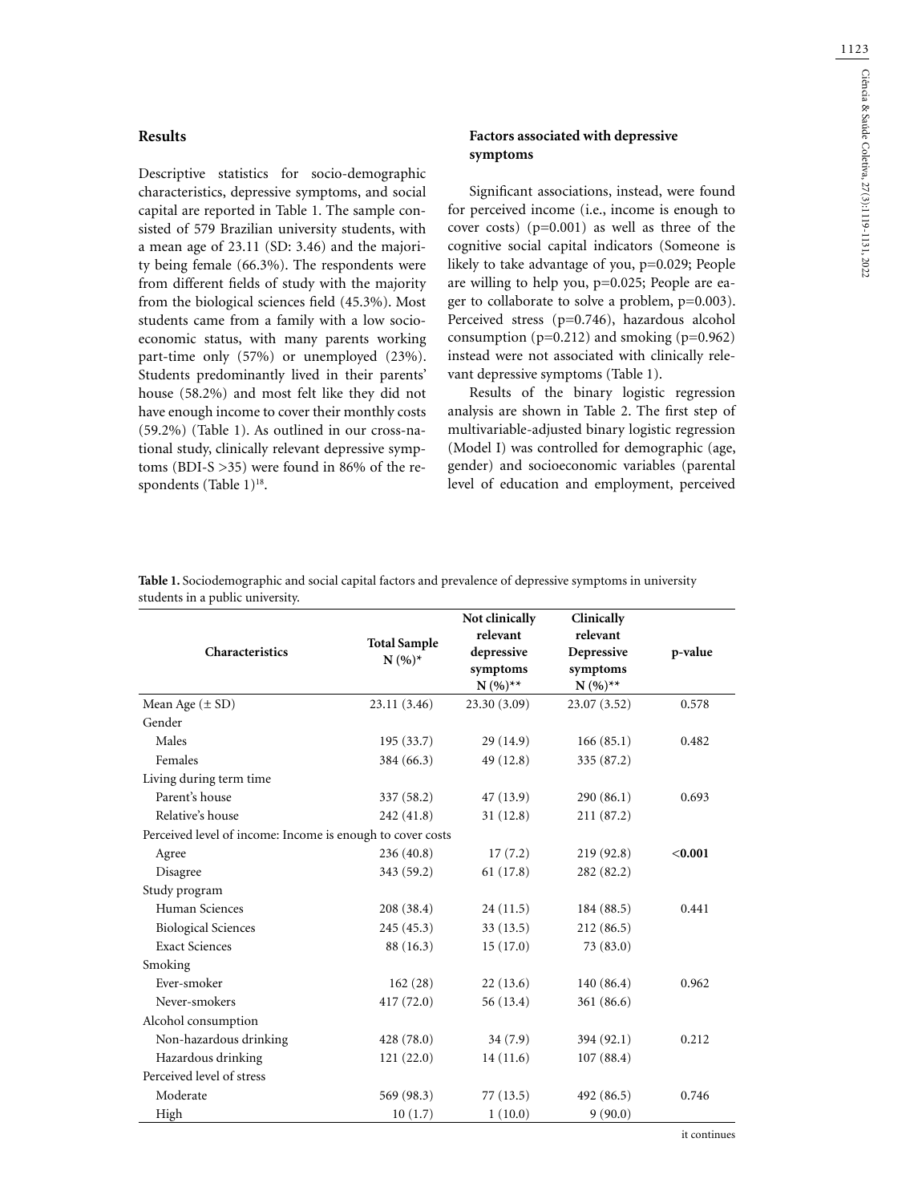## Results

Descriptive statistics for socio-demographic characteristics, depressive symptoms, and social capital are reported in Table 1. The sample consisted of 579 Brazilian university students, with a mean age of 23.11 (SD: 3.46) and the majority being female (66.3%). The respondents were from different fields of study with the majority from the biological sciences field (45.3%). Most students came from a family with a low socioeconomic status, with many parents working part-time only (57%) or unemployed (23%). Students predominantly lived in their parents' house (58.2%) and most felt like they did not have enough income to cover their monthly costs (59.2%) (Table 1). As outlined in our cross-national study, clinically relevant depressive symptoms (BDI-S >35) were found in 86% of the respondents (Table 1)[18].

### Factors associated with depressive symptoms

Significant associations, instead, were found for perceived income (i.e., income is enough to cover costs) (p=0.001) as well as three of the cognitive social capital indicators (Someone is likely to take advantage of you, p=0.029; People are willing to help you, p=0.025; People are eager to collaborate to solve a problem, p=0.003). Perceived stress (p=0.746), hazardous alcohol consumption (p=0.212) and smoking (p=0.962) instead were not associated with clinically relevant depressive symptoms (Table 1).

Results of the binary logistic regression analysis are shown in Table 2. The first step of multivariable-adjusted binary logistic regression (Model I) was controlled for demographic (age, gender) and socioeconomic variables (parental level of education and employment, perceived

**Table 1.** Sociodemographic and social capital factors and prevalence of depressive symptoms in university students in a public university.

| Characteristics | Total Sample N (%)* | Not clinically relevant depressive symptoms N (%)** | Clinically relevant Depressive symptoms N (%)** | p-value |
|---|---|---|---|---|
| Mean Age (± SD) | 23.11 (3.46) | 23.30 (3.09) | 23.07 (3.52) | 0.578 |
| Gender | | | | |
| Males | 195 (33.7) | 29 (14.9) | 166 (85.1) | 0.482 |
| Females | 384 (66.3) | 49 (12.8) | 335 (87.2) | |
| Living during term time | | | | |
| Parent's house | 337 (58.2) | 47 (13.9) | 290 (86.1) | 0.693 |
| Relative's house | 242 (41.8) | 31 (12.8) | 211 (87.2) | |
| Perceived level of income: Income is enough to cover costs | | | | |
| Agree | 236 (40.8) | 17 (7.2) | 219 (92.8) | **<0.001** |
| Disagree | 343 (59.2) | 61 (17.8) | 282 (82.2) | |
| Study program | | | | |
| Human Sciences | 208 (38.4) | 24 (11.5) | 184 (88.5) | 0.441 |
| Biological Sciences | 245 (45.3) | 33 (13.5) | 212 (86.5) | |
| Exact Sciences | 88 (16.3) | 15 (17.0) | 73 (83.0) | |
| Smoking | | | | |
| Ever-smoker | 162 (28) | 22 (13.6) | 140 (86.4) | 0.962 |
| Never-smokers | 417 (72.0) | 56 (13.4) | 361 (86.6) | |
| Alcohol consumption | | | | |
| Non-hazardous drinking | 428 (78.0) | 34 (7.9) | 394 (92.1) | 0.212 |
| Hazardous drinking | 121 (22.0) | 14 (11.6) | 107 (88.4) | |
| Perceived level of stress | | | | |
| Moderate | 569 (98.3) | 77 (13.5) | 492 (86.5) | 0.746 |
| High | 10 (1.7) | 1 (10.0) | 9 (90.0) | |

it continues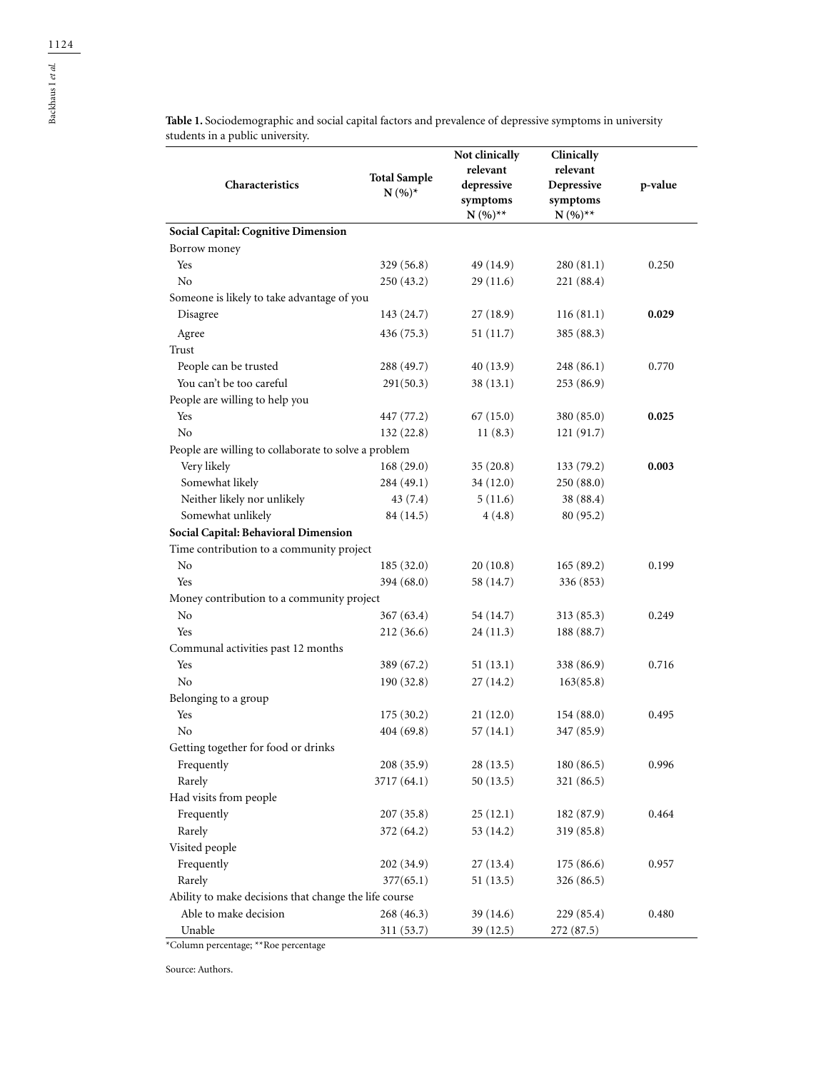**Table 1.** Sociodemographic and social capital factors and prevalence of depressive symptoms in university students in a public university.

| Characteristics | Total Sample N (%)* | Not clinically relevant depressive symptoms N (%)** | Clinically relevant Depressive symptoms N (%)** | p-value |
|---|---|---|---|---|
| **Social Capital: Cognitive Dimension** | | | | |
| Borrow money | | | | |
| Yes | 329 (56.8) | 49 (14.9) | 280 (81.1) | 0.250 |
| No | 250 (43.2) | 29 (11.6) | 221 (88.4) | |
| Someone is likely to take advantage of you | | | | |
| Disagree | 143 (24.7) | 27 (18.9) | 116 (81.1) | **0.029** |
| Agree | 436 (75.3) | 51 (11.7) | 385 (88.3) | |
| Trust | | | | |
| People can be trusted | 288 (49.7) | 40 (13.9) | 248 (86.1) | 0.770 |
| You can't be too careful | 291(50.3) | 38 (13.1) | 253 (86.9) | |
| People are willing to help you | | | | |
| Yes | 447 (77.2) | 67 (15.0) | 380 (85.0) | **0.025** |
| No | 132 (22.8) | 11 (8.3) | 121 (91.7) | |
| People are willing to collaborate to solve a problem | | | | |
| Very likely | 168 (29.0) | 35 (20.8) | 133 (79.2) | **0.003** |
| Somewhat likely | 284 (49.1) | 34 (12.0) | 250 (88.0) | |
| Neither likely nor unlikely | 43 (7.4) | 5 (11.6) | 38 (88.4) | |
| Somewhat unlikely | 84 (14.5) | 4 (4.8) | 80 (95.2) | |
| **Social Capital: Behavioral Dimension** | | | | |
| Time contribution to a community project | | | | |
| No | 185 (32.0) | 20 (10.8) | 165 (89.2) | 0.199 |
| Yes | 394 (68.0) | 58 (14.7) | 336 (853) | |
| Money contribution to a community project | | | | |
| No | 367 (63.4) | 54 (14.7) | 313 (85.3) | 0.249 |
| Yes | 212 (36.6) | 24 (11.3) | 188 (88.7) | |
| Communal activities past 12 months | | | | |
| Yes | 389 (67.2) | 51 (13.1) | 338 (86.9) | 0.716 |
| No | 190 (32.8) | 27 (14.2) | 163(85.8) | |
| Belonging to a group | | | | |
| Yes | 175 (30.2) | 21 (12.0) | 154 (88.0) | 0.495 |
| No | 404 (69.8) | 57 (14.1) | 347 (85.9) | |
| Getting together for food or drinks | | | | |
| Frequently | 208 (35.9) | 28 (13.5) | 180 (86.5) | 0.996 |
| Rarely | 3717 (64.1) | 50 (13.5) | 321 (86.5) | |
| Had visits from people | | | | |
| Frequently | 207 (35.8) | 25 (12.1) | 182 (87.9) | 0.464 |
| Rarely | 372 (64.2) | 53 (14.2) | 319 (85.8) | |
| Visited people | | | | |
| Frequently | 202 (34.9) | 27 (13.4) | 175 (86.6) | 0.957 |
| Rarely | 377(65.1) | 51 (13.5) | 326 (86.5) | |
| Ability to make decisions that change the life course | | | | |
| Able to make decision | 268 (46.3) | 39 (14.6) | 229 (85.4) | 0.480 |
| Unable | 311 (53.7) | 39 (12.5) | 272 (87.5) | |

*Column percentage; **Roe percentage

Source: Authors.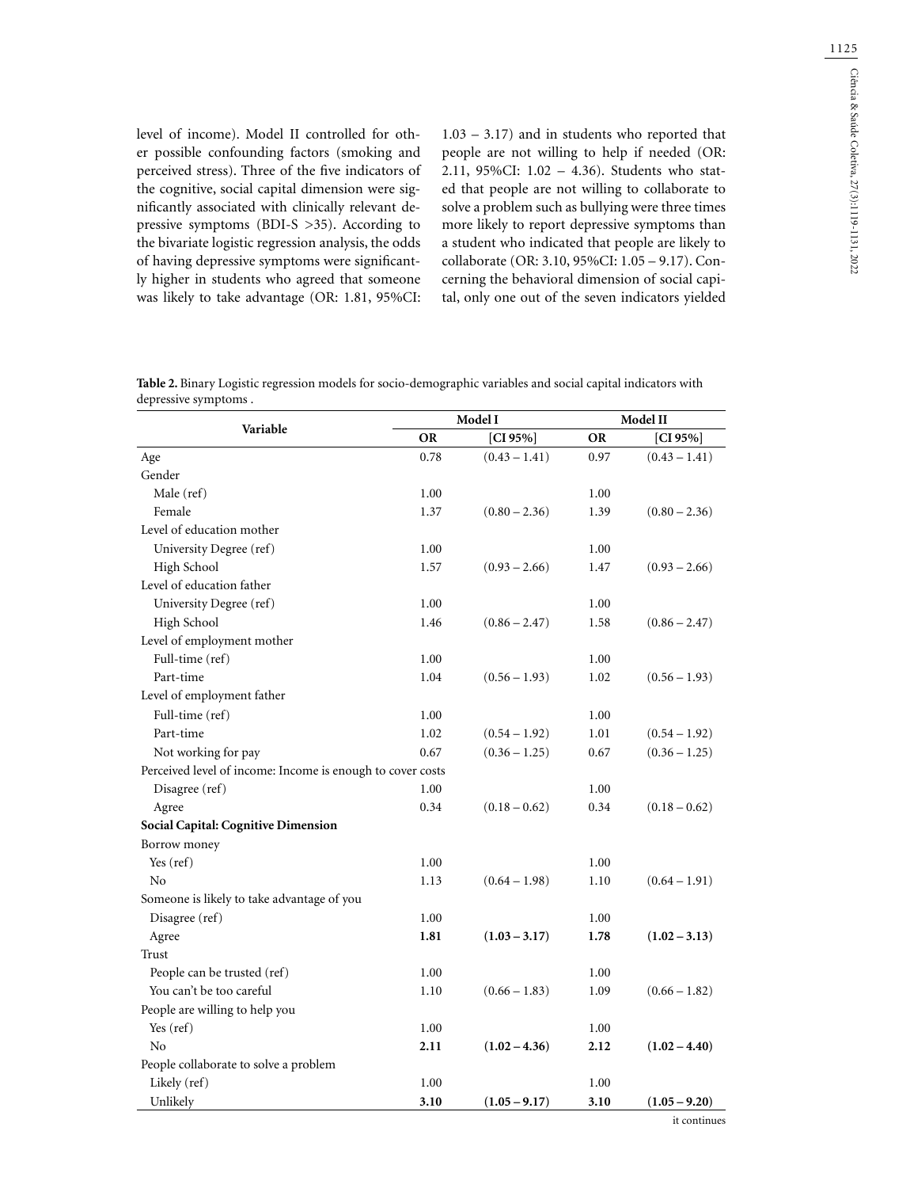level of income). Model II controlled for other possible confounding factors (smoking and perceived stress). Three of the five indicators of the cognitive, social capital dimension were significantly associated with clinically relevant depressive symptoms (BDI-S >35). According to the bivariate logistic regression analysis, the odds of having depressive symptoms were significantly higher in students who agreed that someone was likely to take advantage (OR: 1.81, 95%CI: 1.03 – 3.17) and in students who reported that people are not willing to help if needed (OR: 2.11, 95%CI: 1.02 – 4.36). Students who stated that people are not willing to collaborate to solve a problem such as bullying were three times more likely to report depressive symptoms than a student who indicated that people are likely to collaborate (OR: 3.10, 95%CI: 1.05 – 9.17). Concerning the behavioral dimension of social capital, only one out of the seven indicators yielded

**Table 2.** Binary Logistic regression models for socio-demographic variables and social capital indicators with depressive symptoms .

| Variable | Model I | | Model II | |
|---|---|---|---|---|
| | OR | [CI 95%] | OR | [CI 95%] |
| Age | 0.78 | (0.43 – 1.41) | 0.97 | (0.43 – 1.41) |
| Gender | | | | |
| Male (ref) | 1.00 | | 1.00 | |
| Female | 1.37 | (0.80 – 2.36) | 1.39 | (0.80 – 2.36) |
| Level of education mother | | | | |
| University Degree (ref) | 1.00 | | 1.00 | |
| High School | 1.57 | (0.93 – 2.66) | 1.47 | (0.93 – 2.66) |
| Level of education father | | | | |
| University Degree (ref) | 1.00 | | 1.00 | |
| High School | 1.46 | (0.86 – 2.47) | 1.58 | (0.86 – 2.47) |
| Level of employment mother | | | | |
| Full-time (ref) | 1.00 | | 1.00 | |
| Part-time | 1.04 | (0.56 – 1.93) | 1.02 | (0.56 – 1.93) |
| Level of employment father | | | | |
| Full-time (ref) | 1.00 | | 1.00 | |
| Part-time | 1.02 | (0.54 – 1.92) | 1.01 | (0.54 – 1.92) |
| Not working for pay | 0.67 | (0.36 – 1.25) | 0.67 | (0.36 – 1.25) |
| Perceived level of income: Income is enough to cover costs | | | | |
| Disagree (ref) | 1.00 | | 1.00 | |
| Agree | 0.34 | (0.18 – 0.62) | 0.34 | (0.18 – 0.62) |
| **Social Capital: Cognitive Dimension** | | | | |
| Borrow money | | | | |
| Yes (ref) | 1.00 | | 1.00 | |
| No | 1.13 | (0.64 – 1.98) | 1.10 | (0.64 – 1.91) |
| Someone is likely to take advantage of you | | | | |
| Disagree (ref) | 1.00 | | 1.00 | |
| Agree | **1.81** | **(1.03 – 3.17)** | **1.78** | **(1.02 – 3.13)** |
| Trust | | | | |
| People can be trusted (ref) | 1.00 | | 1.00 | |
| You can't be too careful | 1.10 | (0.66 – 1.83) | 1.09 | (0.66 – 1.82) |
| People are willing to help you | | | | |
| Yes (ref) | 1.00 | | 1.00 | |
| No | **2.11** | **(1.02 – 4.36)** | **2.12** | **(1.02 – 4.40)** |
| People collaborate to solve a problem | | | | |
| Likely (ref) | 1.00 | | 1.00 | |
| Unlikely | **3.10** | **(1.05 – 9.17)** | **3.10** | **(1.05 – 9.20)** |

it continues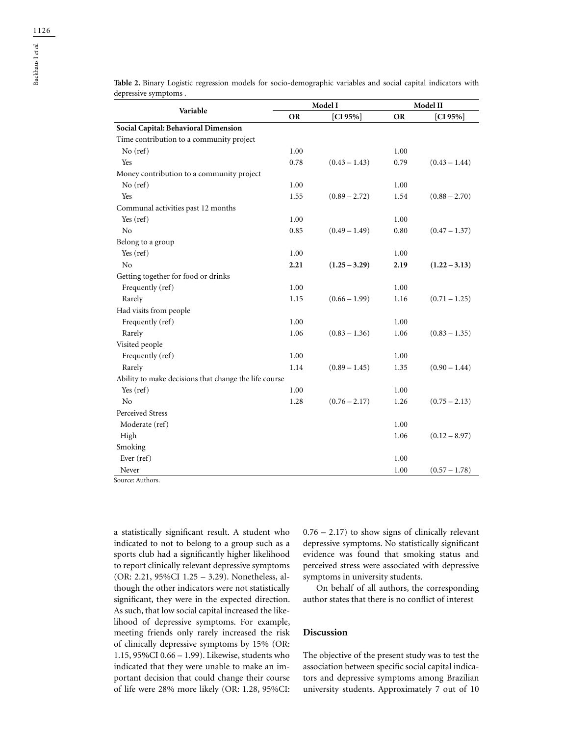**Table 2.** Binary Logistic regression models for socio-demographic variables and social capital indicators with depressive symptoms .

| Variable | Model I | | Model II | |
|---|---|---|---|---|
| | OR | [CI 95%] | OR | [CI 95%] |
| **Social Capital: Behavioral Dimension** | | | | |
| Time contribution to a community project | | | | |
| No (ref) | 1.00 | | 1.00 | |
| Yes | 0.78 | (0.43 – 1.43) | 0.79 | (0.43 – 1.44) |
| Money contribution to a community project | | | | |
| No (ref) | 1.00 | | 1.00 | |
| Yes | 1.55 | (0.89 – 2.72) | 1.54 | (0.88 – 2.70) |
| Communal activities past 12 months | | | | |
| Yes (ref) | 1.00 | | 1.00 | |
| No | 0.85 | (0.49 – 1.49) | 0.80 | (0.47 – 1.37) |
| Belong to a group | | | | |
| Yes (ref) | 1.00 | | 1.00 | |
| No | **2.21** | **(1.25 – 3.29)** | **2.19** | **(1.22 – 3.13)** |
| Getting together for food or drinks | | | | |
| Frequently (ref) | 1.00 | | 1.00 | |
| Rarely | 1.15 | (0.66 – 1.99) | 1.16 | (0.71 – 1.25) |
| Had visits from people | | | | |
| Frequently (ref) | 1.00 | | 1.00 | |
| Rarely | 1.06 | (0.83 – 1.36) | 1.06 | (0.83 – 1.35) |
| Visited people | | | | |
| Frequently (ref) | 1.00 | | 1.00 | |
| Rarely | 1.14 | (0.89 – 1.45) | 1.35 | (0.90 – 1.44) |
| Ability to make decisions that change the life course | | | | |
| Yes (ref) | 1.00 | | 1.00 | |
| No | 1.28 | (0.76 – 2.17) | 1.26 | (0.75 – 2.13) |
| Perceived Stress | | | | |
| Moderate (ref) | | | 1.00 | |
| High | | | 1.06 | (0.12 – 8.97) |
| Smoking | | | | |
| Ever (ref) | | | 1.00 | |
| Never | | | 1.00 | (0.57 – 1.78) |

Source: Authors.

a statistically significant result. A student who indicated to not to belong to a group such as a sports club had a significantly higher likelihood to report clinically relevant depressive symptoms (OR: 2.21, 95%CI 1.25 – 3.29). Nonetheless, although the other indicators were not statistically significant, they were in the expected direction. As such, that low social capital increased the likelihood of depressive symptoms. For example, meeting friends only rarely increased the risk of clinically depressive symptoms by 15% (OR: 1.15, 95%CI 0.66 – 1.99). Likewise, students who indicated that they were unable to make an important decision that could change their course of life were 28% more likely (OR: 1.28, 95%CI: 0.76 – 2.17) to show signs of clinically relevant depressive symptoms. No statistically significant evidence was found that smoking status and perceived stress were associated with depressive symptoms in university students.

On behalf of all authors, the corresponding author states that there is no conflict of interest

## Discussion

The objective of the present study was to test the association between specific social capital indicators and depressive symptoms among Brazilian university students. Approximately 7 out of 10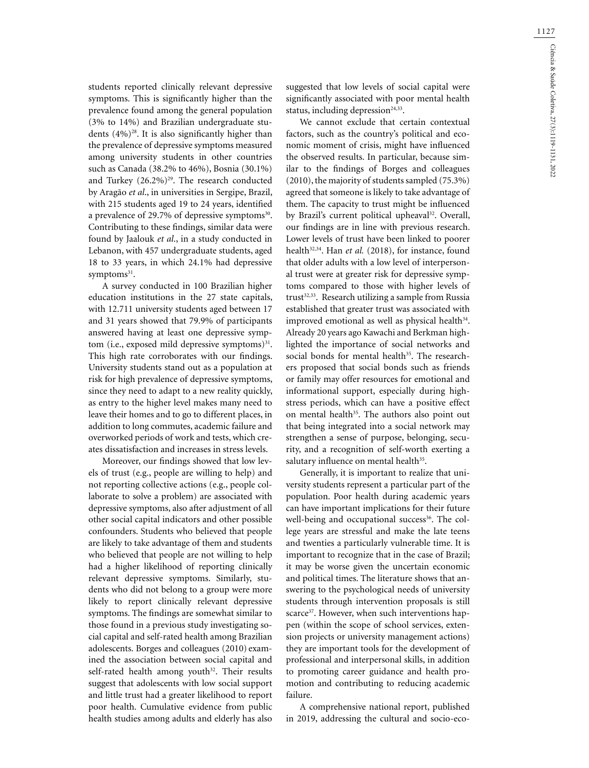students reported clinically relevant depressive symptoms. This is significantly higher than the prevalence found among the general population (3% to 14%) and Brazilian undergraduate students (4%)[28]. It is also significantly higher than the prevalence of depressive symptoms measured among university students in other countries such as Canada (38.2% to 46%), Bosnia (30.1%) and Turkey (26.2%)[29]. The research conducted by Aragão *et al*., in universities in Sergipe, Brazil, with 215 students aged 19 to 24 years, identified a prevalence of 29.7% of depressive symptoms[30]. Contributing to these findings, similar data were found by Jaalouk *et al*., in a study conducted in Lebanon, with 457 undergraduate students, aged 18 to 33 years, in which 24.1% had depressive symptoms[31].

A survey conducted in 100 Brazilian higher education institutions in the 27 state capitals, with 12.711 university students aged between 17 and 31 years showed that 79.9% of participants answered having at least one depressive symptom (i.e., exposed mild depressive symptoms)[31]. This high rate corroborates with our findings. University students stand out as a population at risk for high prevalence of depressive symptoms, since they need to adapt to a new reality quickly, as entry to the higher level makes many need to leave their homes and to go to different places, in addition to long commutes, academic failure and overworked periods of work and tests, which creates dissatisfaction and increases in stress levels.

Moreover, our findings showed that low levels of trust (e.g., people are willing to help) and not reporting collective actions (e.g., people collaborate to solve a problem) are associated with depressive symptoms, also after adjustment of all other social capital indicators and other possible confounders. Students who believed that people are likely to take advantage of them and students who believed that people are not willing to help had a higher likelihood of reporting clinically relevant depressive symptoms. Similarly, students who did not belong to a group were more likely to report clinically relevant depressive symptoms. The findings are somewhat similar to those found in a previous study investigating social capital and self-rated health among Brazilian adolescents. Borges and colleagues (2010) examined the association between social capital and self-rated health among youth[32]. Their results suggest that adolescents with low social support and little trust had a greater likelihood to report poor health. Cumulative evidence from public health studies among adults and elderly has also suggested that low levels of social capital were significantly associated with poor mental health status, including depression[24,33].

We cannot exclude that certain contextual factors, such as the country's political and economic moment of crisis, might have influenced the observed results. In particular, because similar to the findings of Borges and colleagues (2010), the majority of students sampled (75.3%) agreed that someone is likely to take advantage of them. The capacity to trust might be influenced by Brazil's current political upheaval[32]. Overall, our findings are in line with previous research. Lower levels of trust have been linked to poorer health[32,34]. Han *et al.* (2018), for instance, found that older adults with a low level of interpersonal trust were at greater risk for depressive symptoms compared to those with higher levels of trust[32,33]. Research utilizing a sample from Russia established that greater trust was associated with improved emotional as well as physical health[34]. Already 20 years ago Kawachi and Berkman highlighted the importance of social networks and social bonds for mental health[35]. The researchers proposed that social bonds such as friends or family may offer resources for emotional and informational support, especially during high-stress periods, which can have a positive effect on mental health[35]. The authors also point out that being integrated into a social network may strengthen a sense of purpose, belonging, security, and a recognition of self-worth exerting a salutary influence on mental health[35].

Generally, it is important to realize that university students represent a particular part of the population. Poor health during academic years can have important implications for their future well-being and occupational success[36]. The college years are stressful and make the late teens and twenties a particularly vulnerable time. It is important to recognize that in the case of Brazil; it may be worse given the uncertain economic and political times. The literature shows that answering to the psychological needs of university students through intervention proposals is still scarce[37]. However, when such interventions happen (within the scope of school services, extension projects or university management actions) they are important tools for the development of professional and interpersonal skills, in addition to promoting career guidance and health promotion and contributing to reducing academic failure.

A comprehensive national report, published in 2019, addressing the cultural and socio-eco-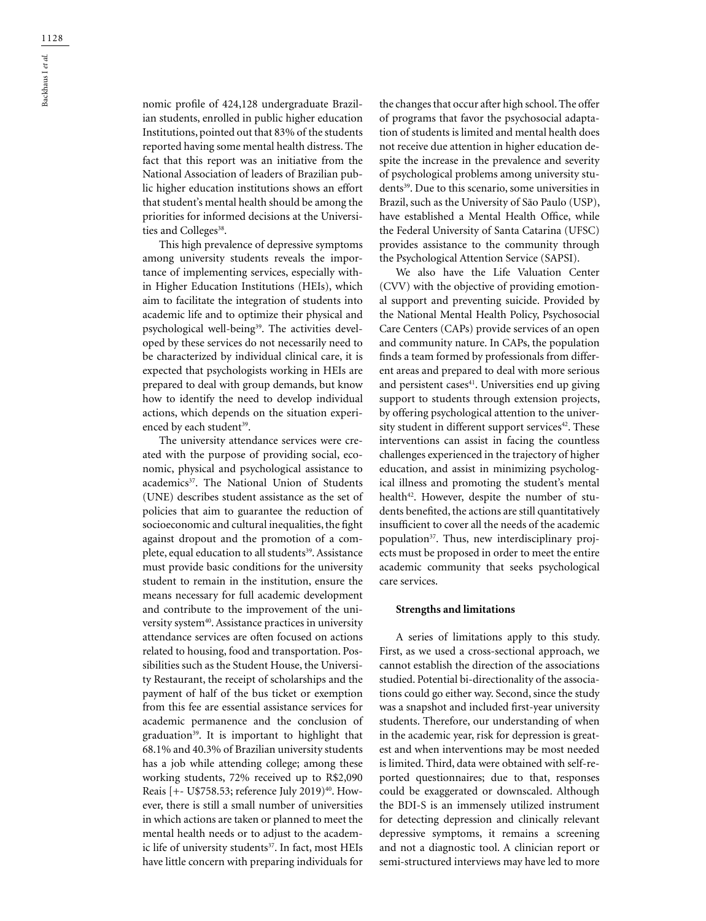nomic profile of 424,128 undergraduate Brazilian students, enrolled in public higher education Institutions, pointed out that 83% of the students reported having some mental health distress. The fact that this report was an initiative from the National Association of leaders of Brazilian public higher education institutions shows an effort that student's mental health should be among the priorities for informed decisions at the Universities and Colleges[38].

This high prevalence of depressive symptoms among university students reveals the importance of implementing services, especially within Higher Education Institutions (HEIs), which aim to facilitate the integration of students into academic life and to optimize their physical and psychological well-being[39]. The activities developed by these services do not necessarily need to be characterized by individual clinical care, it is expected that psychologists working in HEIs are prepared to deal with group demands, but know how to identify the need to develop individual actions, which depends on the situation experienced by each student[39].

The university attendance services were created with the purpose of providing social, economic, physical and psychological assistance to academics[37]. The National Union of Students (UNE) describes student assistance as the set of policies that aim to guarantee the reduction of socioeconomic and cultural inequalities, the fight against dropout and the promotion of a complete, equal education to all students[39]. Assistance must provide basic conditions for the university student to remain in the institution, ensure the means necessary for full academic development and contribute to the improvement of the university system[40]. Assistance practices in university attendance services are often focused on actions related to housing, food and transportation. Possibilities such as the Student House, the University Restaurant, the receipt of scholarships and the payment of half of the bus ticket or exemption from this fee are essential assistance services for academic permanence and the conclusion of graduation[39]. It is important to highlight that 68.1% and 40.3% of Brazilian university students has a job while attending college; among these working students, 72% received up to R$2,090 Reais [+- U$758.53; reference July 2019)[40]. However, there is still a small number of universities in which actions are taken or planned to meet the mental health needs or to adjust to the academic life of university students[37]. In fact, most HEIs have little concern with preparing individuals for the changes that occur after high school. The offer of programs that favor the psychosocial adaptation of students is limited and mental health does not receive due attention in higher education despite the increase in the prevalence and severity of psychological problems among university students[39]. Due to this scenario, some universities in Brazil, such as the University of São Paulo (USP), have established a Mental Health Office, while the Federal University of Santa Catarina (UFSC) provides assistance to the community through the Psychological Attention Service (SAPSI).

We also have the Life Valuation Center (CVV) with the objective of providing emotional support and preventing suicide. Provided by the National Mental Health Policy, Psychosocial Care Centers (CAPs) provide services of an open and community nature. In CAPs, the population finds a team formed by professionals from different areas and prepared to deal with more serious and persistent cases[41]. Universities end up giving support to students through extension projects, by offering psychological attention to the university student in different support services[42]. These interventions can assist in facing the countless challenges experienced in the trajectory of higher education, and assist in minimizing psychological illness and promoting the student's mental health[42]. However, despite the number of students benefited, the actions are still quantitatively insufficient to cover all the needs of the academic population[37]. Thus, new interdisciplinary projects must be proposed in order to meet the entire academic community that seeks psychological care services.

### Strengths and limitations

A series of limitations apply to this study. First, as we used a cross-sectional approach, we cannot establish the direction of the associations studied. Potential bi-directionality of the associations could go either way. Second, since the study was a snapshot and included first-year university students. Therefore, our understanding of when in the academic year, risk for depression is greatest and when interventions may be most needed is limited. Third, data were obtained with self-reported questionnaires; due to that, responses could be exaggerated or downscaled. Although the BDI-S is an immensely utilized instrument for detecting depression and clinically relevant depressive symptoms, it remains a screening and not a diagnostic tool. A clinician report or semi-structured interviews may have led to more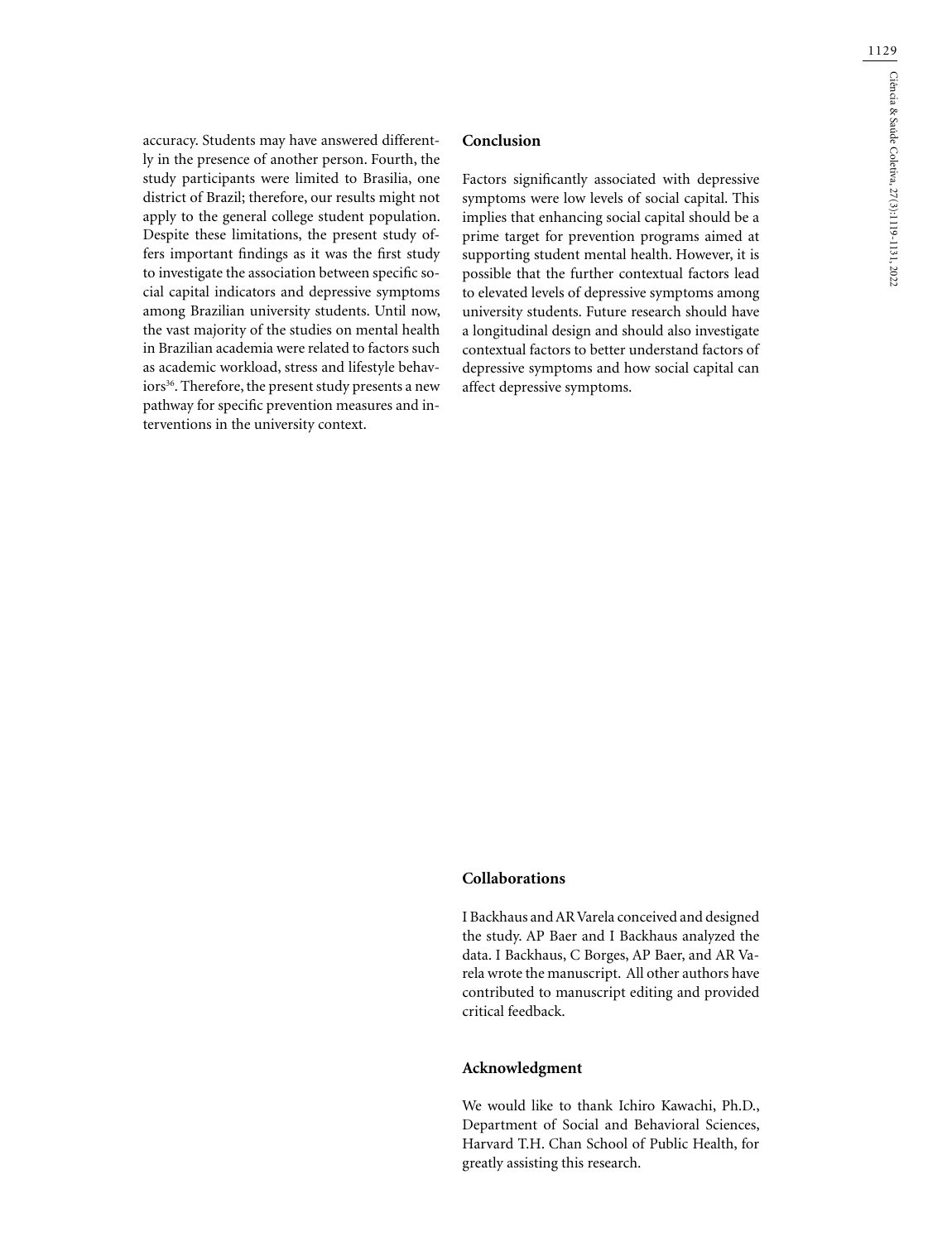accuracy. Students may have answered differently in the presence of another person. Fourth, the study participants were limited to Brasilia, one district of Brazil; therefore, our results might not apply to the general college student population. Despite these limitations, the present study offers important findings as it was the first study to investigate the association between specific social capital indicators and depressive symptoms among Brazilian university students. Until now, the vast majority of the studies on mental health in Brazilian academia were related to factors such as academic workload, stress and lifestyle behaviors[36]. Therefore, the present study presents a new pathway for specific prevention measures and interventions in the university context.

## Conclusion

Factors significantly associated with depressive symptoms were low levels of social capital. This implies that enhancing social capital should be a prime target for prevention programs aimed at supporting student mental health. However, it is possible that the further contextual factors lead to elevated levels of depressive symptoms among university students. Future research should have a longitudinal design and should also investigate contextual factors to better understand factors of depressive symptoms and how social capital can affect depressive symptoms.

## Collaborations

I Backhaus and AR Varela conceived and designed the study. AP Baer and I Backhaus analyzed the data. I Backhaus, C Borges, AP Baer, and AR Varela wrote the manuscript. All other authors have contributed to manuscript editing and provided critical feedback.

## Acknowledgment

We would like to thank Ichiro Kawachi, Ph.D., Department of Social and Behavioral Sciences, Harvard T.H. Chan School of Public Health, for greatly assisting this research.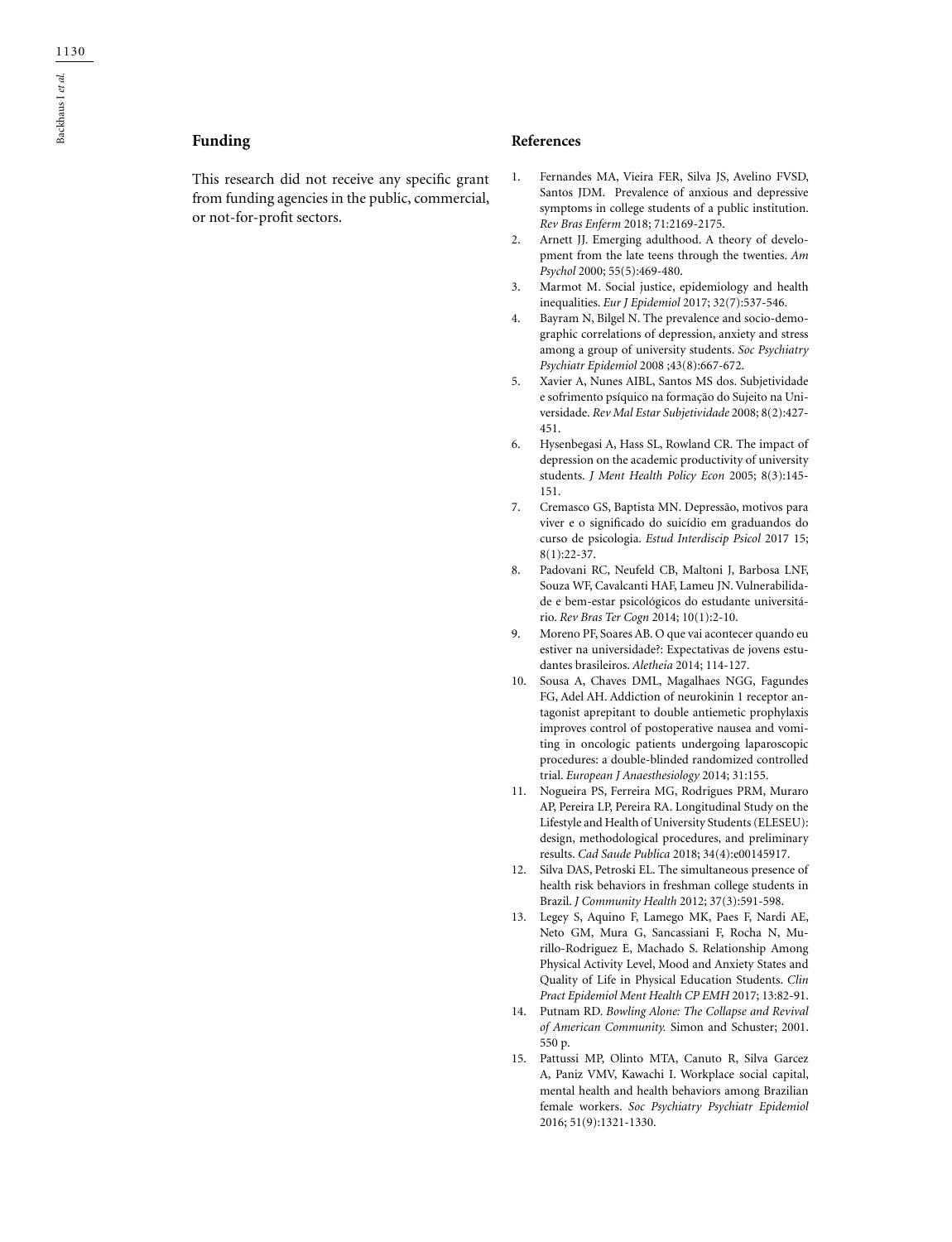## Funding

This research did not receive any specific grant from funding agencies in the public, commercial, or not-for-profit sectors.

## References

1. Fernandes MA, Vieira FER, Silva JS, Avelino FVSD, Santos JDM. Prevalence of anxious and depressive symptoms in college students of a public institution. *Rev Bras Enferm* 2018; 71:2169-2175.
2. Arnett JJ. Emerging adulthood. A theory of development from the late teens through the twenties. *Am Psychol* 2000; 55(5):469-480.
3. Marmot M. Social justice, epidemiology and health inequalities. *Eur J Epidemiol* 2017; 32(7):537-546.
4. Bayram N, Bilgel N. The prevalence and socio-demographic correlations of depression, anxiety and stress among a group of university students. *Soc Psychiatry Psychiatr Epidemiol* 2008 ;43(8):667-672.
5. Xavier A, Nunes AIBL, Santos MS dos. Subjetividade e sofrimento psíquico na formação do Sujeito na Universidade. *Rev Mal Estar Subjetividade* 2008; 8(2):427-451.
6. Hysenbegasi A, Hass SL, Rowland CR. The impact of depression on the academic productivity of university students. *J Ment Health Policy Econ* 2005; 8(3):145-151.
7. Cremasco GS, Baptista MN. Depressão, motivos para viver e o significado do suicídio em graduandos do curso de psicologia. *Estud Interdiscip Psicol* 2017 15; 8(1):22-37.
8. Padovani RC, Neufeld CB, Maltoni J, Barbosa LNF, Souza WF, Cavalcanti HAF, Lameu JN. Vulnerabilidade e bem-estar psicológicos do estudante universitário. *Rev Bras Ter Cogn* 2014; 10(1):2-10.
9. Moreno PF, Soares AB. O que vai acontecer quando eu estiver na universidade?: Expectativas de jovens estudantes brasileiros. *Aletheia* 2014; 114-127.
10. Sousa A, Chaves DML, Magalhaes NGG, Fagundes FG, Adel AH. Addiction of neurokinin 1 receptor antagonist aprepitant to double antiemetic prophylaxis improves control of postoperative nausea and vomiting in oncologic patients undergoing laparoscopic procedures: a double-blinded randomized controlled trial. *European J Anaesthesiology* 2014; 31:155.
11. Nogueira PS, Ferreira MG, Rodrigues PRM, Muraro AP, Pereira LP, Pereira RA. Longitudinal Study on the Lifestyle and Health of University Students (ELESEU): design, methodological procedures, and preliminary results. *Cad Saude Publica* 2018; 34(4):e00145917.
12. Silva DAS, Petroski EL. The simultaneous presence of health risk behaviors in freshman college students in Brazil. *J Community Health* 2012; 37(3):591-598.
13. Legey S, Aquino F, Lamego MK, Paes F, Nardi AE, Neto GM, Mura G, Sancassiani F, Rocha N, Murillo-Rodriguez E, Machado S. Relationship Among Physical Activity Level, Mood and Anxiety States and Quality of Life in Physical Education Students. *Clin Pract Epidemiol Ment Health CP EMH* 2017; 13:82-91.
14. Putnam RD. *Bowling Alone: The Collapse and Revival of American Community.* Simon and Schuster; 2001. 550 p.
15. Pattussi MP, Olinto MTA, Canuto R, Silva Garcez A, Paniz VMV, Kawachi I. Workplace social capital, mental health and health behaviors among Brazilian female workers. *Soc Psychiatry Psychiatr Epidemiol* 2016; 51(9):1321-1330.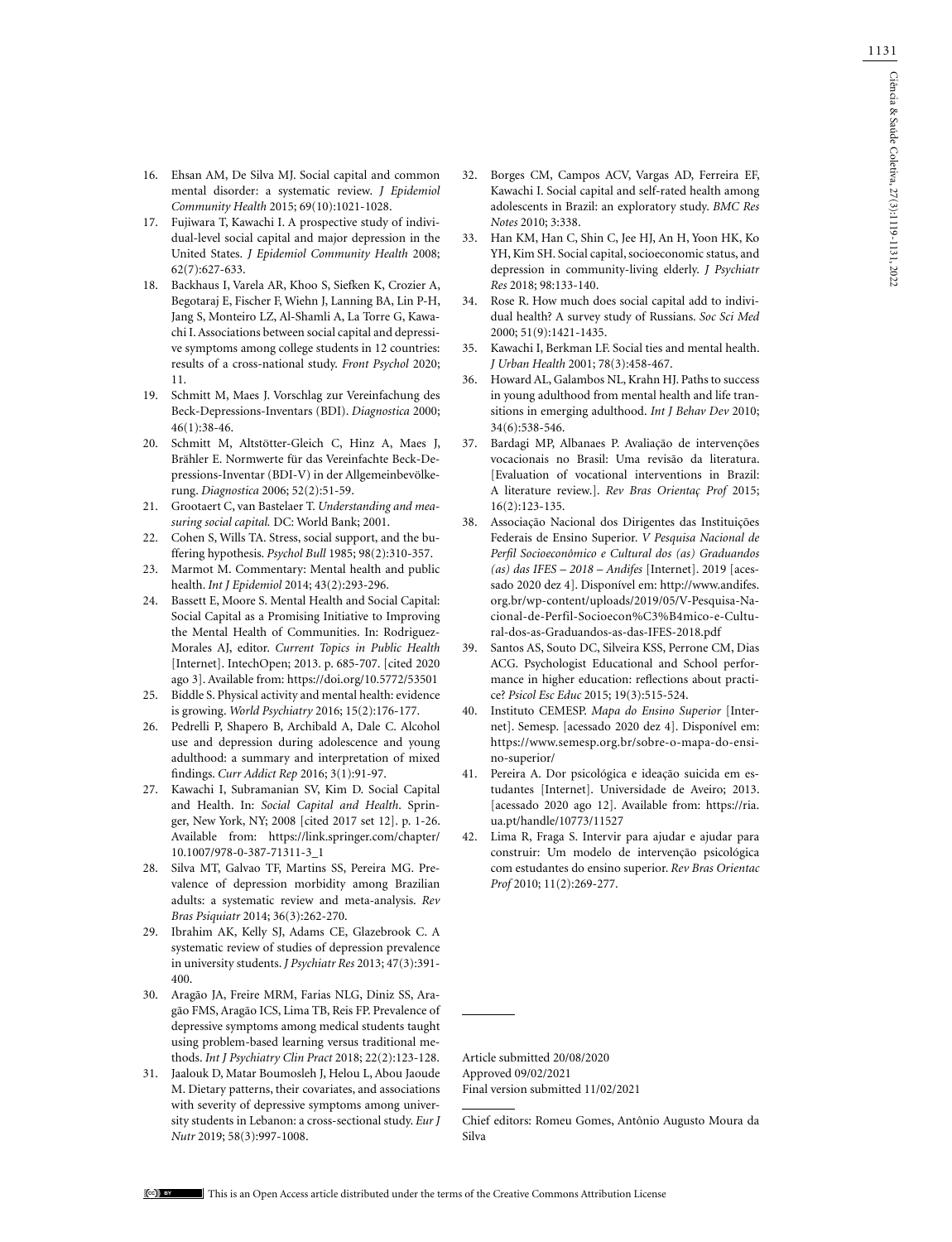16. Ehsan AM, De Silva MJ. Social capital and common mental disorder: a systematic review. *J Epidemiol Community Health* 2015; 69(10):1021-1028.
17. Fujiwara T, Kawachi I. A prospective study of individual-level social capital and major depression in the United States. *J Epidemiol Community Health* 2008; 62(7):627-633.
18. Backhaus I, Varela AR, Khoo S, Siefken K, Crozier A, Begotaraj E, Fischer F, Wiehn J, Lanning BA, Lin P-H, Jang S, Monteiro LZ, Al-Shamli A, La Torre G, Kawachi I. Associations between social capital and depressive symptoms among college students in 12 countries: results of a cross-national study. *Front Psychol* 2020; 11.
19. Schmitt M, Maes J. Vorschlag zur Vereinfachung des Beck-Depressions-Inventars (BDI). *Diagnostica* 2000; 46(1):38-46.
20. Schmitt M, Altstötter-Gleich C, Hinz A, Maes J, Brähler E. Normwerte für das Vereinfachte Beck-Depressions-Inventar (BDI-V) in der Allgemeinbevölkerung. *Diagnostica* 2006; 52(2):51-59.
21. Grootaert C, van Bastelaer T. *Understanding and measuring social capital.* DC: World Bank; 2001.
22. Cohen S, Wills TA. Stress, social support, and the buffering hypothesis. *Psychol Bull* 1985; 98(2):310-357.
23. Marmot M. Commentary: Mental health and public health. *Int J Epidemiol* 2014; 43(2):293-296.
24. Bassett E, Moore S. Mental Health and Social Capital: Social Capital as a Promising Initiative to Improving the Mental Health of Communities. In: Rodriguez-Morales AJ, editor. *Current Topics in Public Health* [Internet]. IntechOpen; 2013. p. 685-707. [cited 2020 ago 3]. Available from: https://doi.org/10.5772/53501
25. Biddle S. Physical activity and mental health: evidence is growing. *World Psychiatry* 2016; 15(2):176-177.
26. Pedrelli P, Shapero B, Archibald A, Dale C. Alcohol use and depression during adolescence and young adulthood: a summary and interpretation of mixed findings. *Curr Addict Rep* 2016; 3(1):91-97.
27. Kawachi I, Subramanian SV, Kim D. Social Capital and Health. In: *Social Capital and Health*. Springer, New York, NY; 2008 [cited 2017 set 12]. p. 1-26. Available from: https://link.springer.com/chapter/10.1007/978-0-387-71311-3_1
28. Silva MT, Galvao TF, Martins SS, Pereira MG. Prevalence of depression morbidity among Brazilian adults: a systematic review and meta-analysis. *Rev Bras Psiquiatr* 2014; 36(3):262-270.
29. Ibrahim AK, Kelly SJ, Adams CE, Glazebrook C. A systematic review of studies of depression prevalence in university students. *J Psychiatr Res* 2013; 47(3):391-400.
30. Aragão JA, Freire MRM, Farias NLG, Diniz SS, Aragão FMS, Aragão ICS, Lima TB, Reis FP. Prevalence of depressive symptoms among medical students taught using problem-based learning versus traditional methods. *Int J Psychiatry Clin Pract* 2018; 22(2):123-128.
31. Jaalouk D, Matar Boumosleh J, Helou L, Abou Jaoude M. Dietary patterns, their covariates, and associations with severity of depressive symptoms among university students in Lebanon: a cross-sectional study. *Eur J Nutr* 2019; 58(3):997-1008.
32. Borges CM, Campos ACV, Vargas AD, Ferreira EF, Kawachi I. Social capital and self-rated health among adolescents in Brazil: an exploratory study. *BMC Res Notes* 2010; 3:338.
33. Han KM, Han C, Shin C, Jee HJ, An H, Yoon HK, Ko YH, Kim SH. Social capital, socioeconomic status, and depression in community-living elderly. *J Psychiatr Res* 2018; 98:133-140.
34. Rose R. How much does social capital add to individual health? A survey study of Russians. *Soc Sci Med* 2000; 51(9):1421-1435.
35. Kawachi I, Berkman LF. Social ties and mental health. *J Urban Health* 2001; 78(3):458-467.
36. Howard AL, Galambos NL, Krahn HJ. Paths to success in young adulthood from mental health and life transitions in emerging adulthood. *Int J Behav Dev* 2010; 34(6):538-546.
37. Bardagi MP, Albanaes P. Avaliação de intervenções vocacionais no Brasil: Uma revisão da literatura. [Evaluation of vocational interventions in Brazil: A literature review.]. *Rev Bras Orientaç Prof* 2015; 16(2):123-135.
38. Associação Nacional dos Dirigentes das Instituições Federais de Ensino Superior. *V Pesquisa Nacional de Perfil Socioeconômico e Cultural dos (as) Graduandos (as) das IFES – 2018 – Andifes* [Internet]. 2019 [acessado 2020 dez 4]. Disponível em: http://www.andifes.org.br/wp-content/uploads/2019/05/V-Pesquisa-Nacional-de-Perfil-Socioecon%C3%B4mico-e-Cultural-dos-as-Graduandos-as-das-IFES-2018.pdf
39. Santos AS, Souto DC, Silveira KSS, Perrone CM, Dias ACG. Psychologist Educational and School performance in higher education: reflections about practice? *Psicol Esc Educ* 2015; 19(3):515-524.
40. Instituto CEMESP. *Mapa do Ensino Superior* [Internet]. Semesp. [acessado 2020 dez 4]. Disponível em: https://www.semesp.org.br/sobre-o-mapa-do-ensino-superior/
41. Pereira A. Dor psicológica e ideação suicida em estudantes [Internet]. Universidade de Aveiro; 2013. [acessado 2020 ago 12]. Available from: https://ria.ua.pt/handle/10773/11527
42. Lima R, Fraga S. Intervir para ajudar e ajudar para construir: Um modelo de intervenção psicológica com estudantes do ensino superior. *Rev Bras Orientac Prof* 2010; 11(2):269-277.

---

Article submitted 20/08/2020
Approved 09/02/2021
Final version submitted 11/02/2021

---

Chief editors: Romeu Gomes, Antônio Augusto Moura da Silva

This is an Open Access article distributed under the terms of the Creative Commons Attribution License